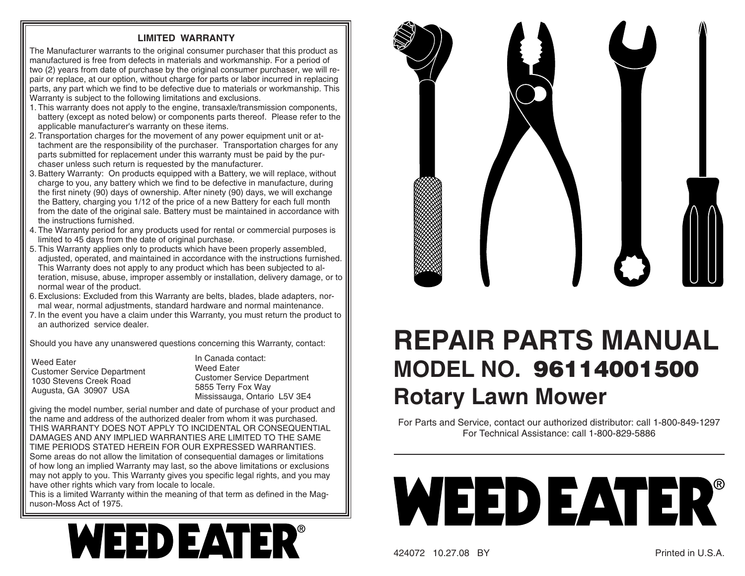## LIMITED WARRANTY

The Manufacturer warrants to the original consumer purchaser that this product as manufactured is free from defects in materials and workmanship. For a period of two (2) years from date of purchase by the original consumer purchaser, we will repair or replace, at our option, without charge for parts or labor incurred in replacing parts, any part which we find to be defective due to materials or workmanship. This Warranty is subject to the following limitations and exclusions.

1. This warranty does not apply to the engine, transaxle/transmission components, battery (except as noted below) or components parts thereof. Please refer to the applicable manufacturer's warranty on these items.
2. Transportation charges for the movement of any power equipment unit or attachment are the responsibility of the purchaser. Transportation charges for any parts submitted for replacement under this warranty must be paid by the purchaser unless such return is requested by the manufacturer.
3. Battery Warranty: On products equipped with a Battery, we will replace, without charge to you, any battery which we find to be defective in manufacture, during the first ninety (90) days of ownership. After ninety (90) days, we will exchange the Battery, charging you 1/12 of the price of a new Battery for each full month from the date of the original sale. Battery must be maintained in accordance with the instructions furnished.
4. The Warranty period for any products used for rental or commercial purposes is limited to 45 days from the date of original purchase.
5. This Warranty applies only to products which have been properly assembled, adjusted, operated, and maintained in accordance with the instructions furnished. This Warranty does not apply to any product which has been subjected to alteration, misuse, abuse, improper assembly or installation, delivery damage, or to normal wear of the product.
6. Exclusions: Excluded from this Warranty are belts, blades, blade adapters, normal wear, normal adjustments, standard hardware and normal maintenance.
7. In the event you have a claim under this Warranty, you must return the product to an authorized service dealer.

Should you have any unanswered questions concerning this Warranty, contact:

Weed Eater
Customer Service Department
1030 Stevens Creek Road
Augusta, GA 30907 USA

In Canada contact:
Weed Eater
Customer Service Department
5855 Terry Fox Way
Mississauga, Ontario L5V 3E4

giving the model number, serial number and date of purchase of your product and the name and address of the authorized dealer from whom it was purchased.
THIS WARRANTY DOES NOT APPLY TO INCIDENTAL OR CONSEQUENTIAL DAMAGES AND ANY IMPLIED WARRANTIES ARE LIMITED TO THE SAME TIME PERIODS STATED HEREIN FOR OUR EXPRESSED WARRANTIES.
Some areas do not allow the limitation of consequential damages or limitations of how long an implied Warranty may last, so the above limitations or exclusions may not apply to you. This Warranty gives you specific legal rights, and you may have other rights which vary from locale to locale.
This is a limited Warranty within the meaning of that term as defined in the Magnuson-Moss Act of 1975.

**WEED EATER®**

# REPAIR PARTS MANUAL

## MODEL NO. 96114001500

## Rotary Lawn Mower

For Parts and Service, contact our authorized distributor: call 1-800-849-1297
For Technical Assistance: call 1-800-829-5886

**WEED EATER®**

424072 10.27.08 BY

Printed in U.S.A.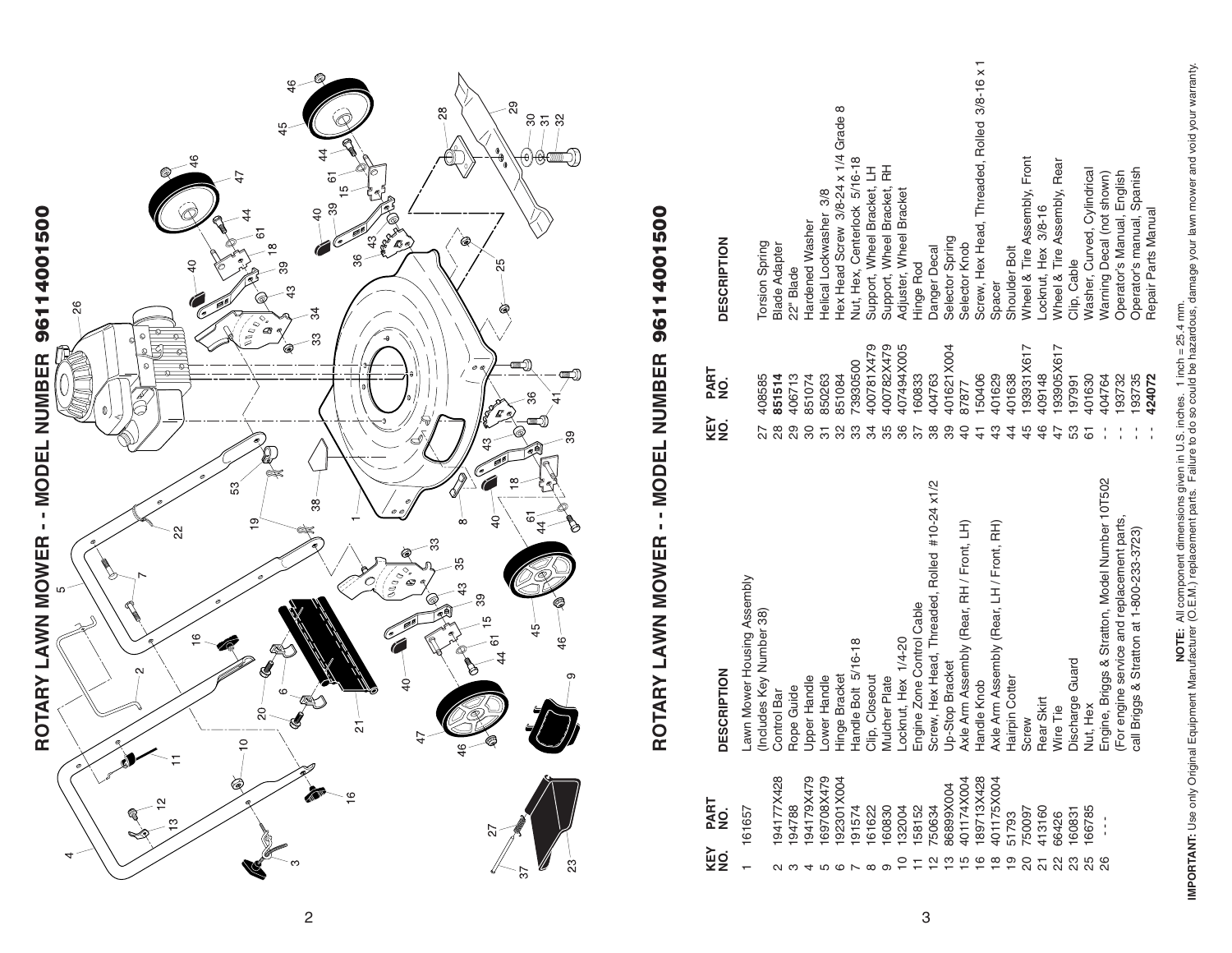# ROTARY LAWN MOWER - - MODEL NUMBER 96114001500

# ROTARY LAWN MOWER - - MODEL NUMBER 96114001500

| KEY NO. | PART NO. | DESCRIPTION |
|---|---|---|
| 1 | 161657 | Lawn Mower Housing Assembly (Includes Key Number 38) |
| 2 | 194177X428 | Control Bar |
| 3 | 194788 | Rope Guide |
| 4 | 194179X479 | Upper Handle |
| 5 | 169708X479 | Lower Handle |
| 6 | 192301X004 | Hinge Bracket |
| 7 | 191574 | Handle Bolt 5/16-18 |
| 8 | 161622 | Clip, Closeout |
| 9 | 160830 | Mulcher Plate |
| 10 | 132004 | Locknut, Hex 1/4-20 |
| 11 | 158152 | Engine Zone Control Cable |
| 12 | 750634 | Screw, Hex Head, Threaded, Rolled #10-24 x1/2 |
| 13 | 86899X004 | Up-Stop Bracket |
| 15 | 401174X004 | Axle Arm Assembly (Rear, RH / Front, LH) |
| 16 | 189713X428 | Handle Knob |
| 18 | 401175X004 | Axle Arm Assembly (Rear, LH / Front, RH) |
| 19 | 51793 | Hairpin Cotter |
| 20 | 750097 | Screw |
| 21 | 413160 | Rear Skirt |
| 22 | 66426 | Wire Tie |
| 23 | 160831 | Discharge Guard |
| 25 | 166785 | Nut, Hex |
| 26 | - - - | Engine, Briggs & Stratton, Model Number 10T502 (For engine service and replacement parts, call Briggs & Stratton at 1-800-233-3723) |
| 27 | 408585 | Torsion Spring |
| 28 | **85514** | Blade Adapter |
| 29 | 406713 | 22" Blade |
| 30 | 851074 | Hardened Washer |
| 31 | 850263 | Helical Lockwasher 3/8 |
| 32 | 851084 | Hex Head Screw 3/8-24 x 1/4 Grade 8 |
| 33 | 73930500 | Nut, Hex, Centerlock 5/16-18 |
| 34 | 400781X479 | Support, Wheel Bracket, LH |
| 35 | 400782X479 | Support, Wheel Bracket, RH |
| 36 | 407494X005 | Adjuster, Wheel Bracket |
| 37 | 160833 | Hinge Rod |
| 38 | 404763 | Danger Decal |
| 39 | 401621X004 | Selector Spring |
| 40 | 87877 | Selector Knob |
| 41 | 150406 | Screw, Hex Head, Threaded, Rolled 3/8-16 x 1 |
| 43 | 401629 | Spacer |
| 44 | 401638 | Shoulder Bolt |
| 45 | 193931X617 | Wheel & Tire Assembly, Front |
| 46 | 409148 | Locknut, Hex 3/8-16 |
| 47 | 193905X617 | Wheel & Tire Assembly, Rear |
| 53 | 197991 | Clip, Cable |
| 61 | 401630 | Washer, Curved, Cylindrical |
| - - | 404764 | Warning Decal (not shown) |
| - - | 193732 | Operator's Manual, English |
| - - | 193735 | Operator's manual, Spanish |
| - - | **424072** | Repair Parts Manual |

**NOTE:** All component dimensions given in U.S. inches. 1 inch = 25.4 mm.

**IMPORTANT:** Use only Original Equipment Manufacturer (O.E.M.) replacement parts. Failure to do so could be hazardous, damage your lawn mower and void your warranty.